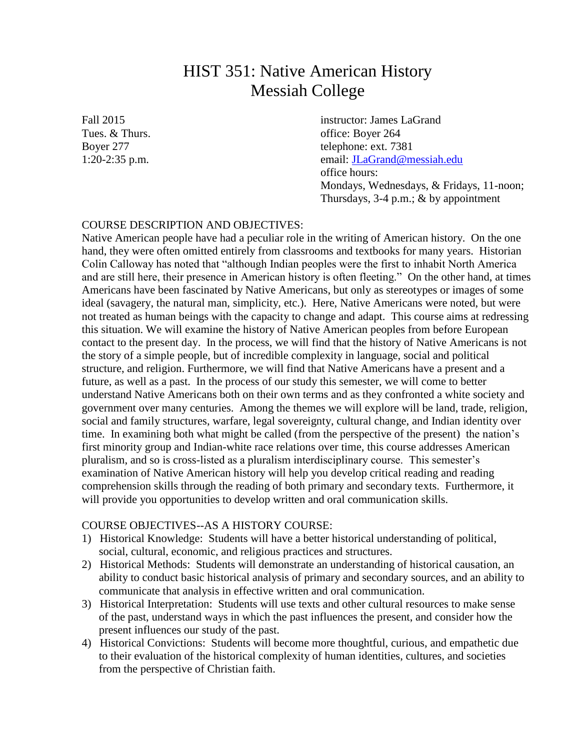# HIST 351: Native American History
# Messiah College

Fall 2015
Tues. & Thurs.
Boyer 277
1:20-2:35 p.m.

instructor: James LaGrand
office: Boyer 264
telephone: ext. 7381
email: JLaGrand@messiah.edu
office hours:
Mondays, Wednesdays, & Fridays, 11-noon;
Thursdays, 3-4 p.m.; & by appointment

COURSE DESCRIPTION AND OBJECTIVES:

Native American people have had a peculiar role in the writing of American history. On the one hand, they were often omitted entirely from classrooms and textbooks for many years. Historian Colin Calloway has noted that "although Indian peoples were the first to inhabit North America and are still here, their presence in American history is often fleeting." On the other hand, at times Americans have been fascinated by Native Americans, but only as stereotypes or images of some ideal (savagery, the natural man, simplicity, etc.). Here, Native Americans were noted, but were not treated as human beings with the capacity to change and adapt. This course aims at redressing this situation. We will examine the history of Native American peoples from before European contact to the present day. In the process, we will find that the history of Native Americans is not the story of a simple people, but of incredible complexity in language, social and political structure, and religion. Furthermore, we will find that Native Americans have a present and a future, as well as a past. In the process of our study this semester, we will come to better understand Native Americans both on their own terms and as they confronted a white society and government over many centuries. Among the themes we will explore will be land, trade, religion, social and family structures, warfare, legal sovereignty, cultural change, and Indian identity over time. In examining both what might be called (from the perspective of the present) the nation's first minority group and Indian-white race relations over time, this course addresses American pluralism, and so is cross-listed as a pluralism interdisciplinary course. This semester's examination of Native American history will help you develop critical reading and reading comprehension skills through the reading of both primary and secondary texts. Furthermore, it will provide you opportunities to develop written and oral communication skills.

COURSE OBJECTIVES--AS A HISTORY COURSE:

1) Historical Knowledge: Students will have a better historical understanding of political, social, cultural, economic, and religious practices and structures.
2) Historical Methods: Students will demonstrate an understanding of historical causation, an ability to conduct basic historical analysis of primary and secondary sources, and an ability to communicate that analysis in effective written and oral communication.
3) Historical Interpretation: Students will use texts and other cultural resources to make sense of the past, understand ways in which the past influences the present, and consider how the present influences our study of the past.
4) Historical Convictions: Students will become more thoughtful, curious, and empathetic due to their evaluation of the historical complexity of human identities, cultures, and societies from the perspective of Christian faith.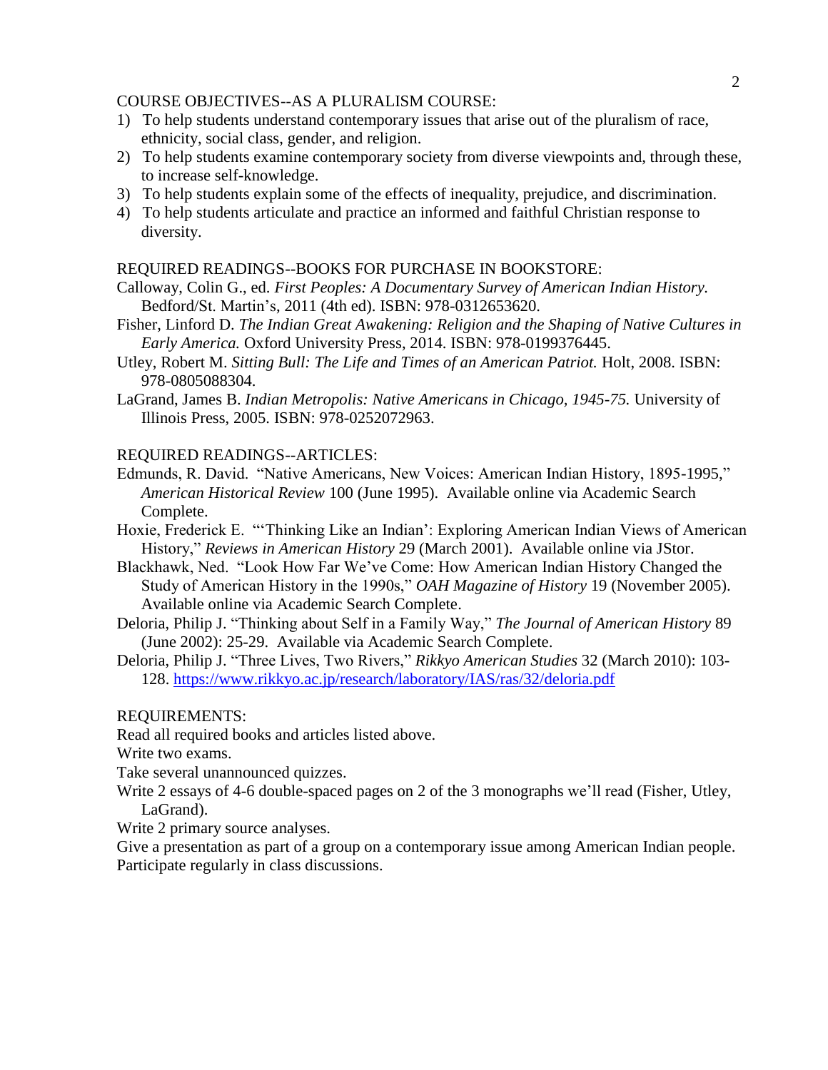## COURSE OBJECTIVES--AS A PLURALISM COURSE:

1) To help students understand contemporary issues that arise out of the pluralism of race, ethnicity, social class, gender, and religion.
2) To help students examine contemporary society from diverse viewpoints and, through these, to increase self-knowledge.
3) To help students explain some of the effects of inequality, prejudice, and discrimination.
4) To help students articulate and practice an informed and faithful Christian response to diversity.

## REQUIRED READINGS--BOOKS FOR PURCHASE IN BOOKSTORE:

Calloway, Colin G., ed. *First Peoples: A Documentary Survey of American Indian History.* Bedford/St. Martin's, 2011 (4th ed). ISBN: 978-0312653620.

Fisher, Linford D. *The Indian Great Awakening: Religion and the Shaping of Native Cultures in Early America.* Oxford University Press, 2014. ISBN: 978-0199376445.

Utley, Robert M. *Sitting Bull: The Life and Times of an American Patriot.* Holt, 2008. ISBN: 978-0805088304.

LaGrand, James B. *Indian Metropolis: Native Americans in Chicago, 1945-75.* University of Illinois Press, 2005. ISBN: 978-0252072963.

## REQUIRED READINGS--ARTICLES:

Edmunds, R. David. "Native Americans, New Voices: American Indian History, 1895-1995," *American Historical Review* 100 (June 1995). Available online via Academic Search Complete.

Hoxie, Frederick E. "'Thinking Like an Indian': Exploring American Indian Views of American History," *Reviews in American History* 29 (March 2001). Available online via JStor.

Blackhawk, Ned. "Look How Far We've Come: How American Indian History Changed the Study of American History in the 1990s," *OAH Magazine of History* 19 (November 2005). Available online via Academic Search Complete.

Deloria, Philip J. "Thinking about Self in a Family Way," *The Journal of American History* 89 (June 2002): 25-29. Available via Academic Search Complete.

Deloria, Philip J. "Three Lives, Two Rivers," *Rikkyo American Studies* 32 (March 2010): 103-128. https://www.rikkyo.ac.jp/research/laboratory/IAS/ras/32/deloria.pdf

## REQUIREMENTS:

Read all required books and articles listed above.

Write two exams.

Take several unannounced quizzes.

Write 2 essays of 4-6 double-spaced pages on 2 of the 3 monographs we'll read (Fisher, Utley, LaGrand).

Write 2 primary source analyses.

Give a presentation as part of a group on a contemporary issue among American Indian people.

Participate regularly in class discussions.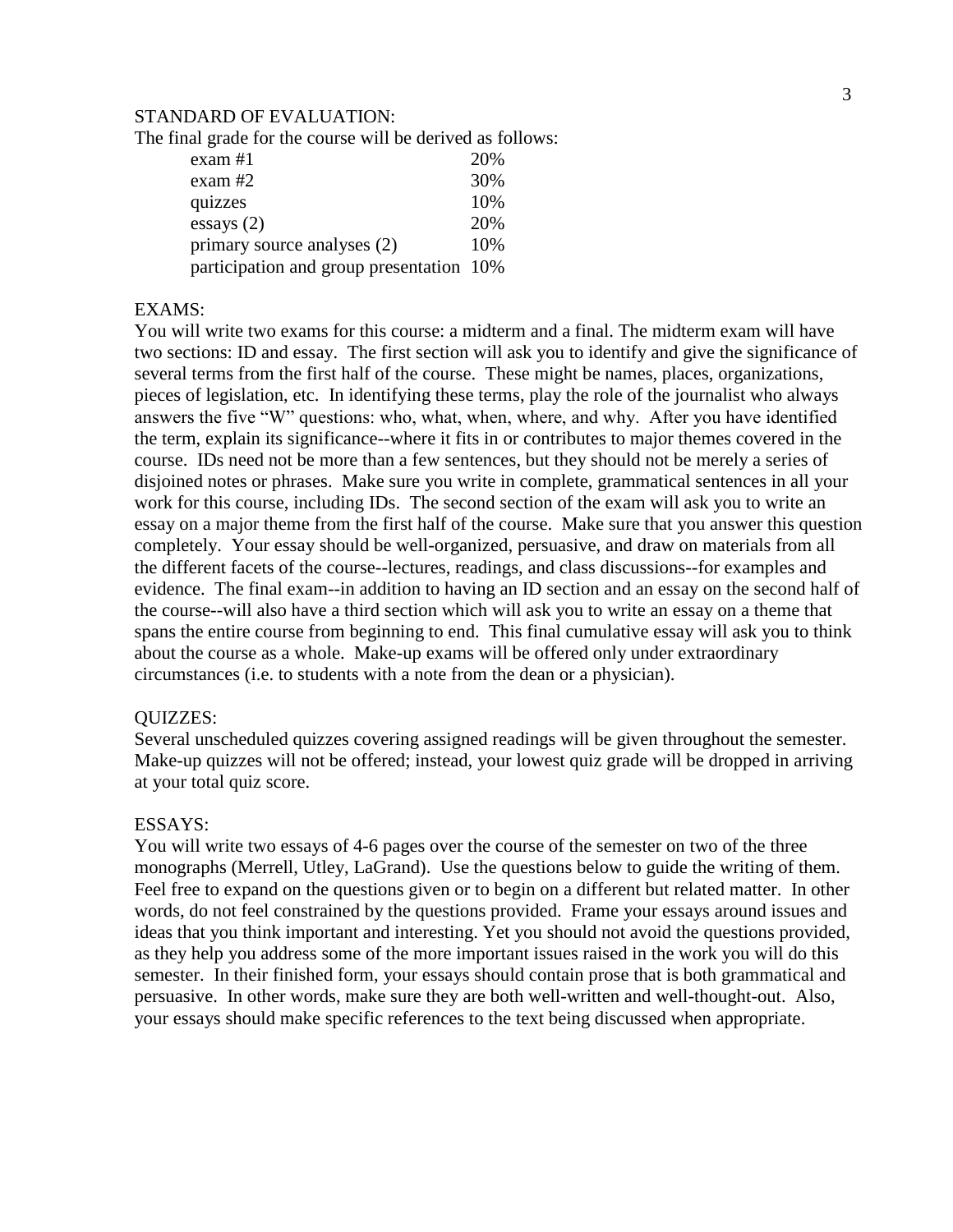STANDARD OF EVALUATION:

The final grade for the course will be derived as follows:

| | |
|---|---|
| exam #1 | 20% |
| exam #2 | 30% |
| quizzes | 10% |
| essays (2) | 20% |
| primary source analyses (2) | 10% |
| participation and group presentation | 10% |

EXAMS:

You will write two exams for this course: a midterm and a final. The midterm exam will have two sections: ID and essay. The first section will ask you to identify and give the significance of several terms from the first half of the course. These might be names, places, organizations, pieces of legislation, etc. In identifying these terms, play the role of the journalist who always answers the five "W" questions: who, what, when, where, and why. After you have identified the term, explain its significance--where it fits in or contributes to major themes covered in the course. IDs need not be more than a few sentences, but they should not be merely a series of disjoined notes or phrases. Make sure you write in complete, grammatical sentences in all your work for this course, including IDs. The second section of the exam will ask you to write an essay on a major theme from the first half of the course. Make sure that you answer this question completely. Your essay should be well-organized, persuasive, and draw on materials from all the different facets of the course--lectures, readings, and class discussions--for examples and evidence. The final exam--in addition to having an ID section and an essay on the second half of the course--will also have a third section which will ask you to write an essay on a theme that spans the entire course from beginning to end. This final cumulative essay will ask you to think about the course as a whole. Make-up exams will be offered only under extraordinary circumstances (i.e. to students with a note from the dean or a physician).

QUIZZES:

Several unscheduled quizzes covering assigned readings will be given throughout the semester. Make-up quizzes will not be offered; instead, your lowest quiz grade will be dropped in arriving at your total quiz score.

ESSAYS:

You will write two essays of 4-6 pages over the course of the semester on two of the three monographs (Merrell, Utley, LaGrand). Use the questions below to guide the writing of them. Feel free to expand on the questions given or to begin on a different but related matter. In other words, do not feel constrained by the questions provided. Frame your essays around issues and ideas that you think important and interesting. Yet you should not avoid the questions provided, as they help you address some of the more important issues raised in the work you will do this semester. In their finished form, your essays should contain prose that is both grammatical and persuasive. In other words, make sure they are both well-written and well-thought-out. Also, your essays should make specific references to the text being discussed when appropriate.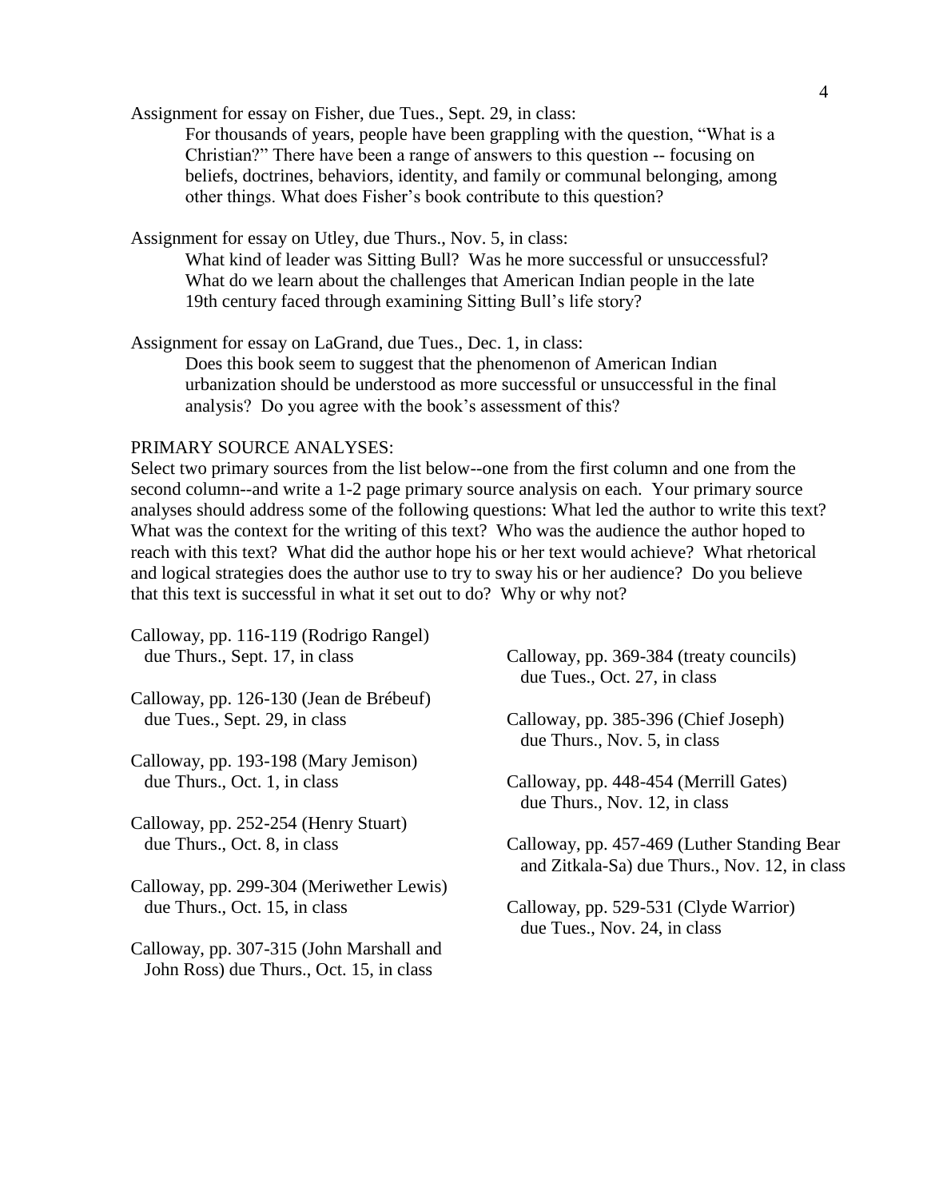Assignment for essay on Fisher, due Tues., Sept. 29, in class:

> For thousands of years, people have been grappling with the question, "What is a Christian?" There have been a range of answers to this question -- focusing on beliefs, doctrines, behaviors, identity, and family or communal belonging, among other things. What does Fisher's book contribute to this question?

Assignment for essay on Utley, due Thurs., Nov. 5, in class:

> What kind of leader was Sitting Bull? Was he more successful or unsuccessful? What do we learn about the challenges that American Indian people in the late 19th century faced through examining Sitting Bull's life story?

Assignment for essay on LaGrand, due Tues., Dec. 1, in class:

> Does this book seem to suggest that the phenomenon of American Indian urbanization should be understood as more successful or unsuccessful in the final analysis? Do you agree with the book's assessment of this?

PRIMARY SOURCE ANALYSES:

Select two primary sources from the list below--one from the first column and one from the second column--and write a 1-2 page primary source analysis on each. Your primary source analyses should address some of the following questions: What led the author to write this text? What was the context for the writing of this text? Who was the audience the author hoped to reach with this text? What did the author hope his or her text would achieve? What rhetorical and logical strategies does the author use to try to sway his or her audience? Do you believe that this text is successful in what it set out to do? Why or why not?

- Calloway, pp. 116-119 (Rodrigo Rangel) due Thurs., Sept. 17, in class
- Calloway, pp. 126-130 (Jean de Brébeuf) due Tues., Sept. 29, in class
- Calloway, pp. 193-198 (Mary Jemison) due Thurs., Oct. 1, in class
- Calloway, pp. 252-254 (Henry Stuart) due Thurs., Oct. 8, in class
- Calloway, pp. 299-304 (Meriwether Lewis) due Thurs., Oct. 15, in class
- Calloway, pp. 307-315 (John Marshall and John Ross) due Thurs., Oct. 15, in class

- Calloway, pp. 369-384 (treaty councils) due Tues., Oct. 27, in class
- Calloway, pp. 385-396 (Chief Joseph) due Thurs., Nov. 5, in class
- Calloway, pp. 448-454 (Merrill Gates) due Thurs., Nov. 12, in class
- Calloway, pp. 457-469 (Luther Standing Bear and Zitkala-Sa) due Thurs., Nov. 12, in class
- Calloway, pp. 529-531 (Clyde Warrior) due Tues., Nov. 24, in class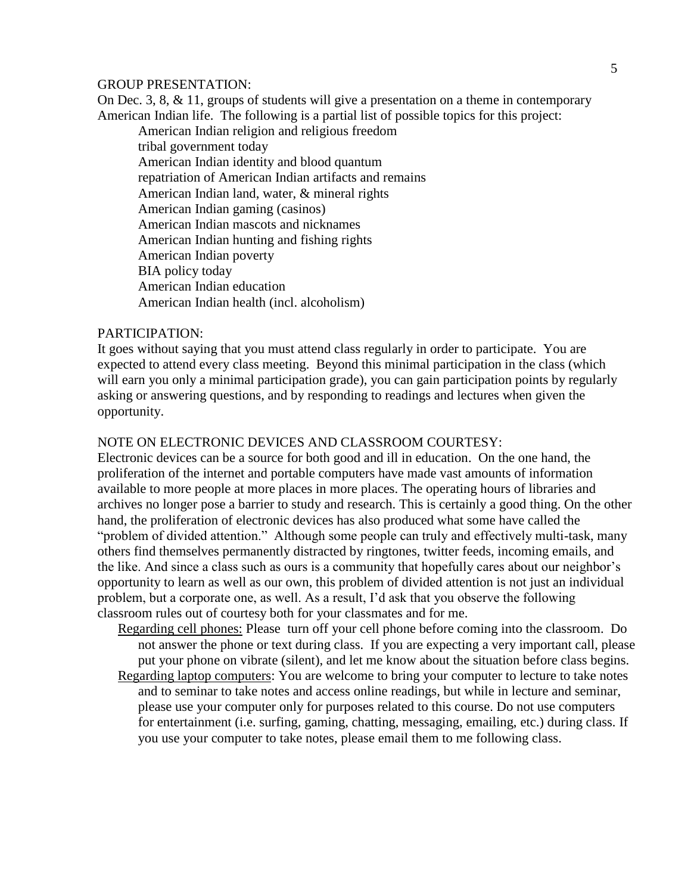## GROUP PRESENTATION:

On Dec. 3, 8, & 11, groups of students will give a presentation on a theme in contemporary American Indian life. The following is a partial list of possible topics for this project:

- American Indian religion and religious freedom
- tribal government today
- American Indian identity and blood quantum
- repatriation of American Indian artifacts and remains
- American Indian land, water, & mineral rights
- American Indian gaming (casinos)
- American Indian mascots and nicknames
- American Indian hunting and fishing rights
- American Indian poverty
- BIA policy today
- American Indian education
- American Indian health (incl. alcoholism)

## PARTICIPATION:

It goes without saying that you must attend class regularly in order to participate. You are expected to attend every class meeting. Beyond this minimal participation in the class (which will earn you only a minimal participation grade), you can gain participation points by regularly asking or answering questions, and by responding to readings and lectures when given the opportunity.

## NOTE ON ELECTRONIC DEVICES AND CLASSROOM COURTESY:

Electronic devices can be a source for both good and ill in education. On the one hand, the proliferation of the internet and portable computers have made vast amounts of information available to more people at more places in more places. The operating hours of libraries and archives no longer pose a barrier to study and research. This is certainly a good thing. On the other hand, the proliferation of electronic devices has also produced what some have called the "problem of divided attention." Although some people can truly and effectively multi-task, many others find themselves permanently distracted by ringtones, twitter feeds, incoming emails, and the like. And since a class such as ours is a community that hopefully cares about our neighbor's opportunity to learn as well as our own, this problem of divided attention is not just an individual problem, but a corporate one, as well. As a result, I'd ask that you observe the following classroom rules out of courtesy both for your classmates and for me.

<u>Regarding cell phones:</u> Please turn off your cell phone before coming into the classroom. Do not answer the phone or text during class. If you are expecting a very important call, please put your phone on vibrate (silent), and let me know about the situation before class begins.

<u>Regarding laptop computers</u>: You are welcome to bring your computer to lecture to take notes and to seminar to take notes and access online readings, but while in lecture and seminar, please use your computer only for purposes related to this course. Do not use computers for entertainment (i.e. surfing, gaming, chatting, messaging, emailing, etc.) during class. If you use your computer to take notes, please email them to me following class.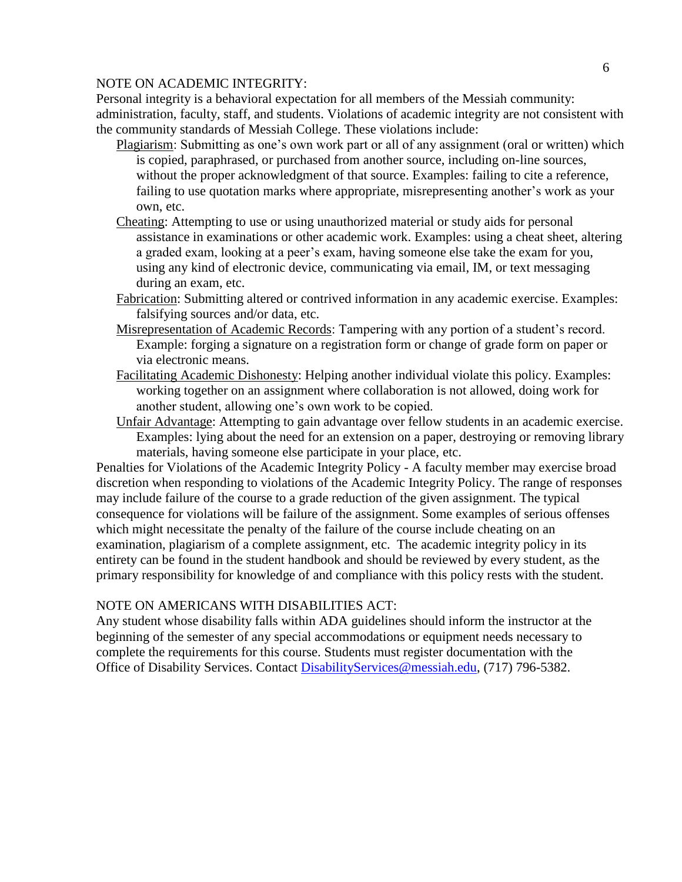## NOTE ON ACADEMIC INTEGRITY:

Personal integrity is a behavioral expectation for all members of the Messiah community: administration, faculty, staff, and students. Violations of academic integrity are not consistent with the community standards of Messiah College. These violations include:

- Plagiarism: Submitting as one's own work part or all of any assignment (oral or written) which is copied, paraphrased, or purchased from another source, including on-line sources, without the proper acknowledgment of that source. Examples: failing to cite a reference, failing to use quotation marks where appropriate, misrepresenting another's work as your own, etc.
- Cheating: Attempting to use or using unauthorized material or study aids for personal assistance in examinations or other academic work. Examples: using a cheat sheet, altering a graded exam, looking at a peer's exam, having someone else take the exam for you, using any kind of electronic device, communicating via email, IM, or text messaging during an exam, etc.
- Fabrication: Submitting altered or contrived information in any academic exercise. Examples: falsifying sources and/or data, etc.
- Misrepresentation of Academic Records: Tampering with any portion of a student's record. Example: forging a signature on a registration form or change of grade form on paper or via electronic means.
- Facilitating Academic Dishonesty: Helping another individual violate this policy. Examples: working together on an assignment where collaboration is not allowed, doing work for another student, allowing one's own work to be copied.
- Unfair Advantage: Attempting to gain advantage over fellow students in an academic exercise. Examples: lying about the need for an extension on a paper, destroying or removing library materials, having someone else participate in your place, etc.

Penalties for Violations of the Academic Integrity Policy - A faculty member may exercise broad discretion when responding to violations of the Academic Integrity Policy. The range of responses may include failure of the course to a grade reduction of the given assignment. The typical consequence for violations will be failure of the assignment. Some examples of serious offenses which might necessitate the penalty of the failure of the course include cheating on an examination, plagiarism of a complete assignment, etc. The academic integrity policy in its entirety can be found in the student handbook and should be reviewed by every student, as the primary responsibility for knowledge of and compliance with this policy rests with the student.

## NOTE ON AMERICANS WITH DISABILITIES ACT:

Any student whose disability falls within ADA guidelines should inform the instructor at the beginning of the semester of any special accommodations or equipment needs necessary to complete the requirements for this course. Students must register documentation with the Office of Disability Services. Contact DisabilityServices@messiah.edu, (717) 796-5382.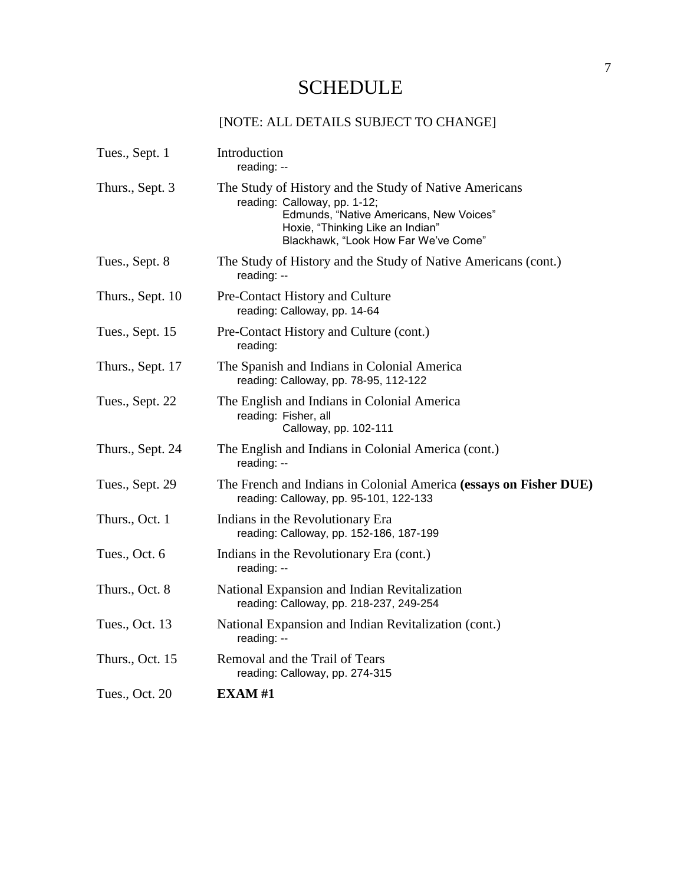# SCHEDULE

[NOTE: ALL DETAILS SUBJECT TO CHANGE]

| | |
|---|---|
| Tues., Sept. 1 | Introduction<br>reading: -- |
| Thurs., Sept. 3 | The Study of History and the Study of Native Americans<br>reading: Calloway, pp. 1-12;<br>Edmunds, "Native Americans, New Voices"<br>Hoxie, "Thinking Like an Indian"<br>Blackhawk, "Look How Far We've Come" |
| Tues., Sept. 8 | The Study of History and the Study of Native Americans (cont.)<br>reading: -- |
| Thurs., Sept. 10 | Pre-Contact History and Culture<br>reading: Calloway, pp. 14-64 |
| Tues., Sept. 15 | Pre-Contact History and Culture (cont.)<br>reading: |
| Thurs., Sept. 17 | The Spanish and Indians in Colonial America<br>reading: Calloway, pp. 78-95, 112-122 |
| Tues., Sept. 22 | The English and Indians in Colonial America<br>reading: Fisher, all<br>Calloway, pp. 102-111 |
| Thurs., Sept. 24 | The English and Indians in Colonial America (cont.)<br>reading: -- |
| Tues., Sept. 29 | The French and Indians in Colonial America **(essays on Fisher DUE)**<br>reading: Calloway, pp. 95-101, 122-133 |
| Thurs., Oct. 1 | Indians in the Revolutionary Era<br>reading: Calloway, pp. 152-186, 187-199 |
| Tues., Oct. 6 | Indians in the Revolutionary Era (cont.)<br>reading: -- |
| Thurs., Oct. 8 | National Expansion and Indian Revitalization<br>reading: Calloway, pp. 218-237, 249-254 |
| Tues., Oct. 13 | National Expansion and Indian Revitalization (cont.)<br>reading: -- |
| Thurs., Oct. 15 | Removal and the Trail of Tears<br>reading: Calloway, pp. 274-315 |
| Tues., Oct. 20 | **EXAM #1** |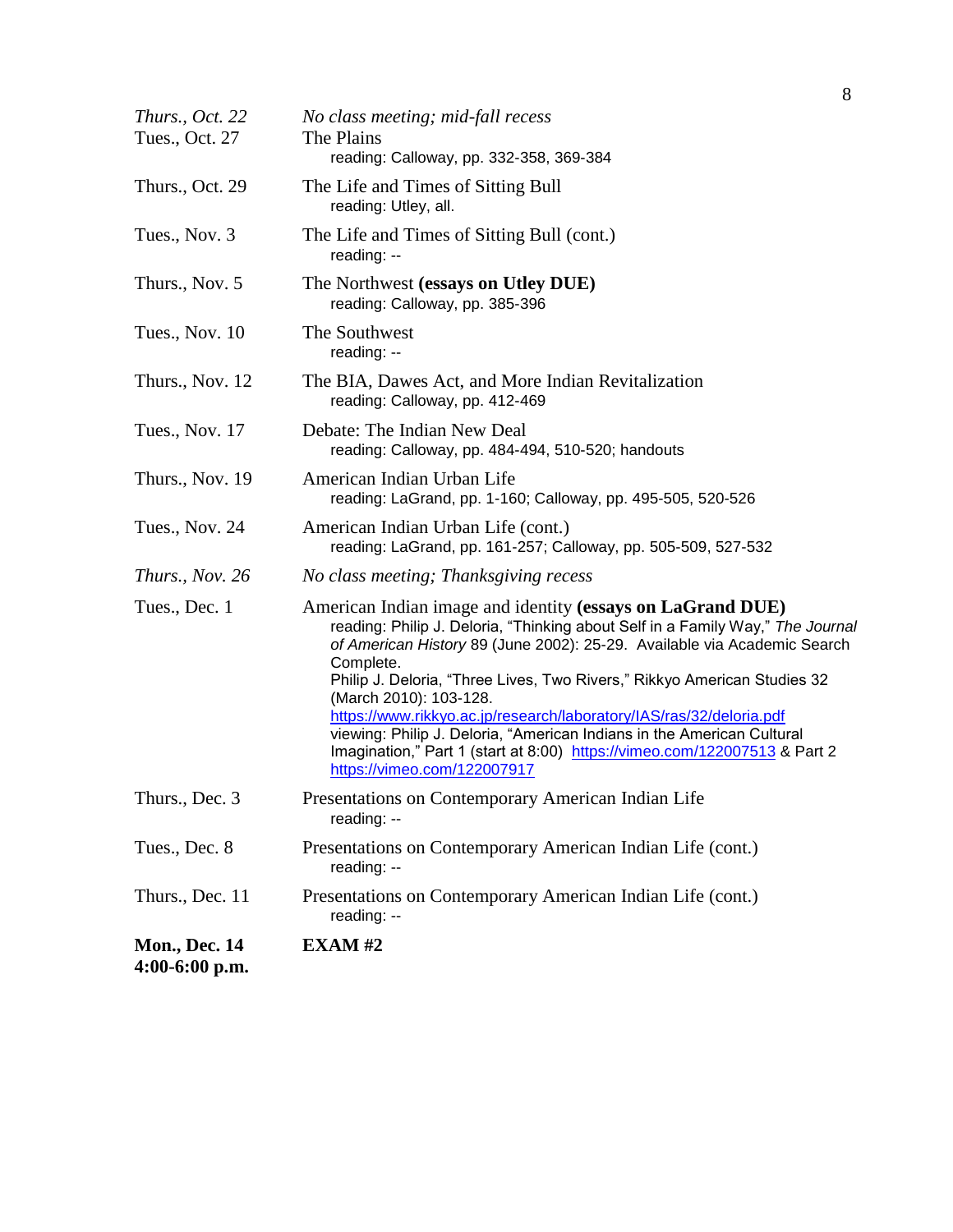| | |
|---|---|
| *Thurs., Oct. 22* | *No class meeting; mid-fall recess* |
| Tues., Oct. 27 | The Plains<br>reading: Calloway, pp. 332-358, 369-384 |
| Thurs., Oct. 29 | The Life and Times of Sitting Bull<br>reading: Utley, all. |
| Tues., Nov. 3 | The Life and Times of Sitting Bull (cont.)<br>reading: -- |
| Thurs., Nov. 5 | The Northwest **(essays on Utley DUE)**<br>reading: Calloway, pp. 385-396 |
| Tues., Nov. 10 | The Southwest<br>reading: -- |
| Thurs., Nov. 12 | The BIA, Dawes Act, and More Indian Revitalization<br>reading: Calloway, pp. 412-469 |
| Tues., Nov. 17 | Debate: The Indian New Deal<br>reading: Calloway, pp. 484-494, 510-520; handouts |
| Thurs., Nov. 19 | American Indian Urban Life<br>reading: LaGrand, pp. 1-160; Calloway, pp. 495-505, 520-526 |
| Tues., Nov. 24 | American Indian Urban Life (cont.)<br>reading: LaGrand, pp. 161-257; Calloway, pp. 505-509, 527-532 |
| *Thurs., Nov. 26* | *No class meeting; Thanksgiving recess* |
| Tues., Dec. 1 | American Indian image and identity **(essays on LaGrand DUE)**<br>reading: Philip J. Deloria, "Thinking about Self in a Family Way," *The Journal of American History* 89 (June 2002): 25-29. Available via Academic Search Complete.<br>Philip J. Deloria, "Three Lives, Two Rivers," Rikkyo American Studies 32 (March 2010): 103-128.<br>https://www.rikkyo.ac.jp/research/laboratory/IAS/ras/32/deloria.pdf<br>viewing: Philip J. Deloria, "American Indians in the American Cultural Imagination," Part 1 (start at 8:00) https://vimeo.com/122007513 & Part 2 https://vimeo.com/122007917 |
| Thurs., Dec. 3 | Presentations on Contemporary American Indian Life<br>reading: -- |
| Tues., Dec. 8 | Presentations on Contemporary American Indian Life (cont.)<br>reading: -- |
| Thurs., Dec. 11 | Presentations on Contemporary American Indian Life (cont.)<br>reading: -- |
| **Mon., Dec. 14<br>4:00-6:00 p.m.** | **EXAM #2** |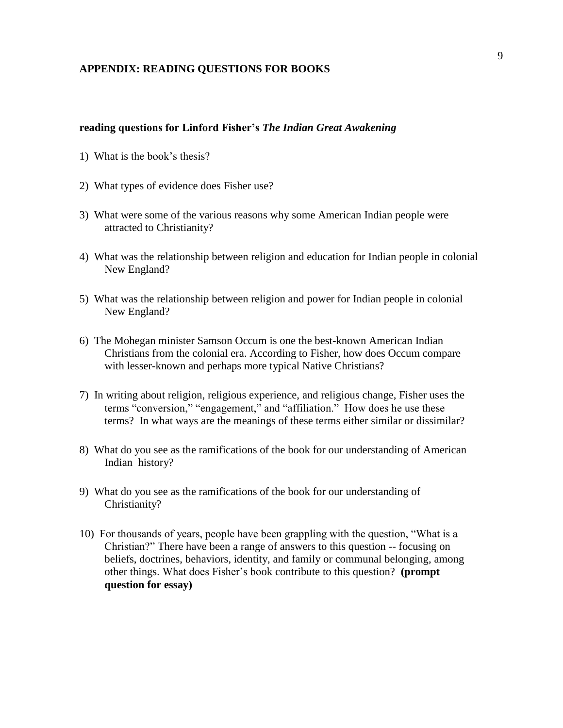## APPENDIX: READING QUESTIONS FOR BOOKS

### reading questions for Linford Fisher's *The Indian Great Awakening*

1) What is the book's thesis?

2) What types of evidence does Fisher use?

3) What were some of the various reasons why some American Indian people were attracted to Christianity?

4) What was the relationship between religion and education for Indian people in colonial New England?

5) What was the relationship between religion and power for Indian people in colonial New England?

6) The Mohegan minister Samson Occum is one the best-known American Indian Christians from the colonial era. According to Fisher, how does Occum compare with lesser-known and perhaps more typical Native Christians?

7) In writing about religion, religious experience, and religious change, Fisher uses the terms "conversion," "engagement," and "affiliation." How does he use these terms? In what ways are the meanings of these terms either similar or dissimilar?

8) What do you see as the ramifications of the book for our understanding of American Indian history?

9) What do you see as the ramifications of the book for our understanding of Christianity?

10) For thousands of years, people have been grappling with the question, "What is a Christian?" There have been a range of answers to this question -- focusing on beliefs, doctrines, behaviors, identity, and family or communal belonging, among other things. What does Fisher's book contribute to this question? **(prompt question for essay)**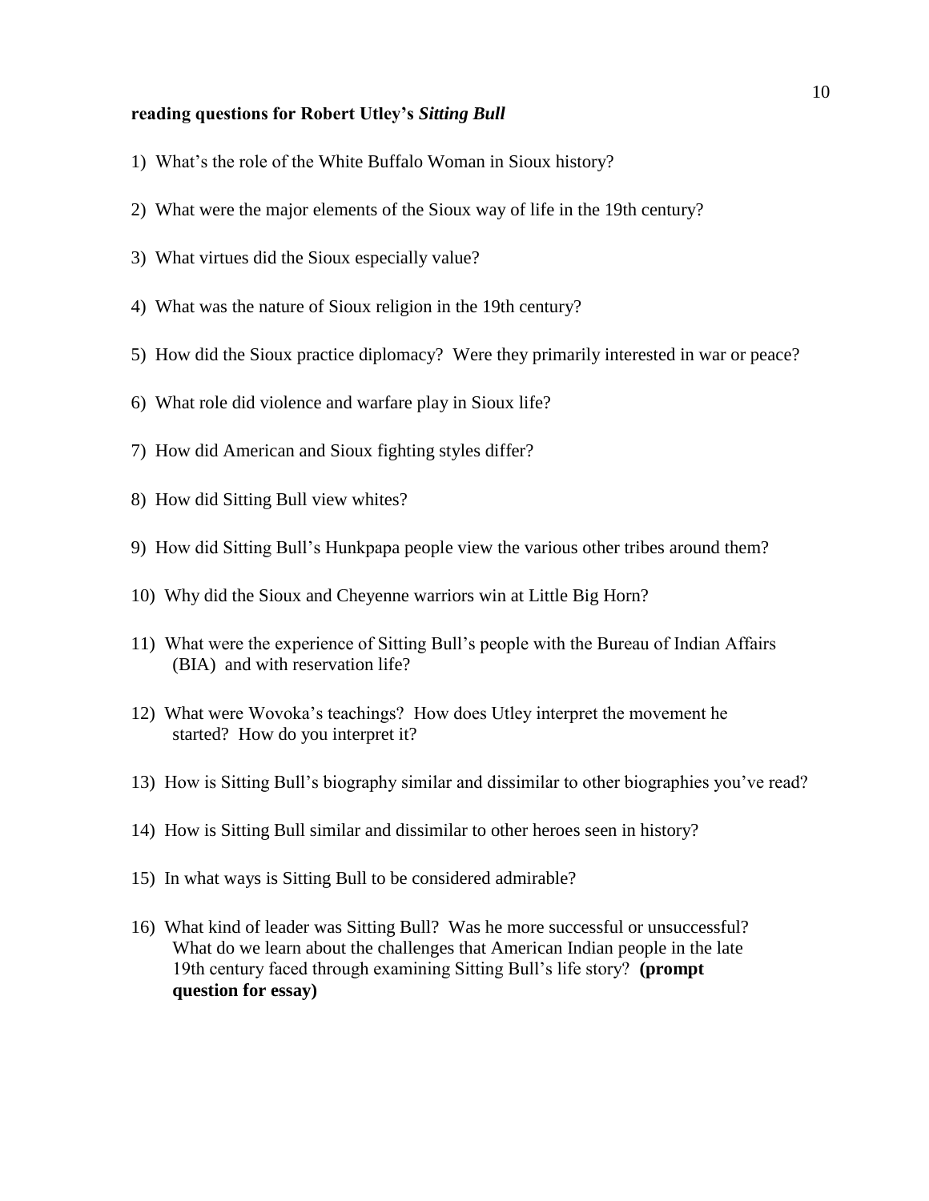**reading questions for Robert Utley's *Sitting Bull***

1) What's the role of the White Buffalo Woman in Sioux history?

2) What were the major elements of the Sioux way of life in the 19th century?

3) What virtues did the Sioux especially value?

4) What was the nature of Sioux religion in the 19th century?

5) How did the Sioux practice diplomacy? Were they primarily interested in war or peace?

6) What role did violence and warfare play in Sioux life?

7) How did American and Sioux fighting styles differ?

8) How did Sitting Bull view whites?

9) How did Sitting Bull's Hunkpapa people view the various other tribes around them?

10) Why did the Sioux and Cheyenne warriors win at Little Big Horn?

11) What were the experience of Sitting Bull's people with the Bureau of Indian Affairs (BIA) and with reservation life?

12) What were Wovoka's teachings? How does Utley interpret the movement he started? How do you interpret it?

13) How is Sitting Bull's biography similar and dissimilar to other biographies you've read?

14) How is Sitting Bull similar and dissimilar to other heroes seen in history?

15) In what ways is Sitting Bull to be considered admirable?

16) What kind of leader was Sitting Bull? Was he more successful or unsuccessful? What do we learn about the challenges that American Indian people in the late 19th century faced through examining Sitting Bull's life story? **(prompt question for essay)**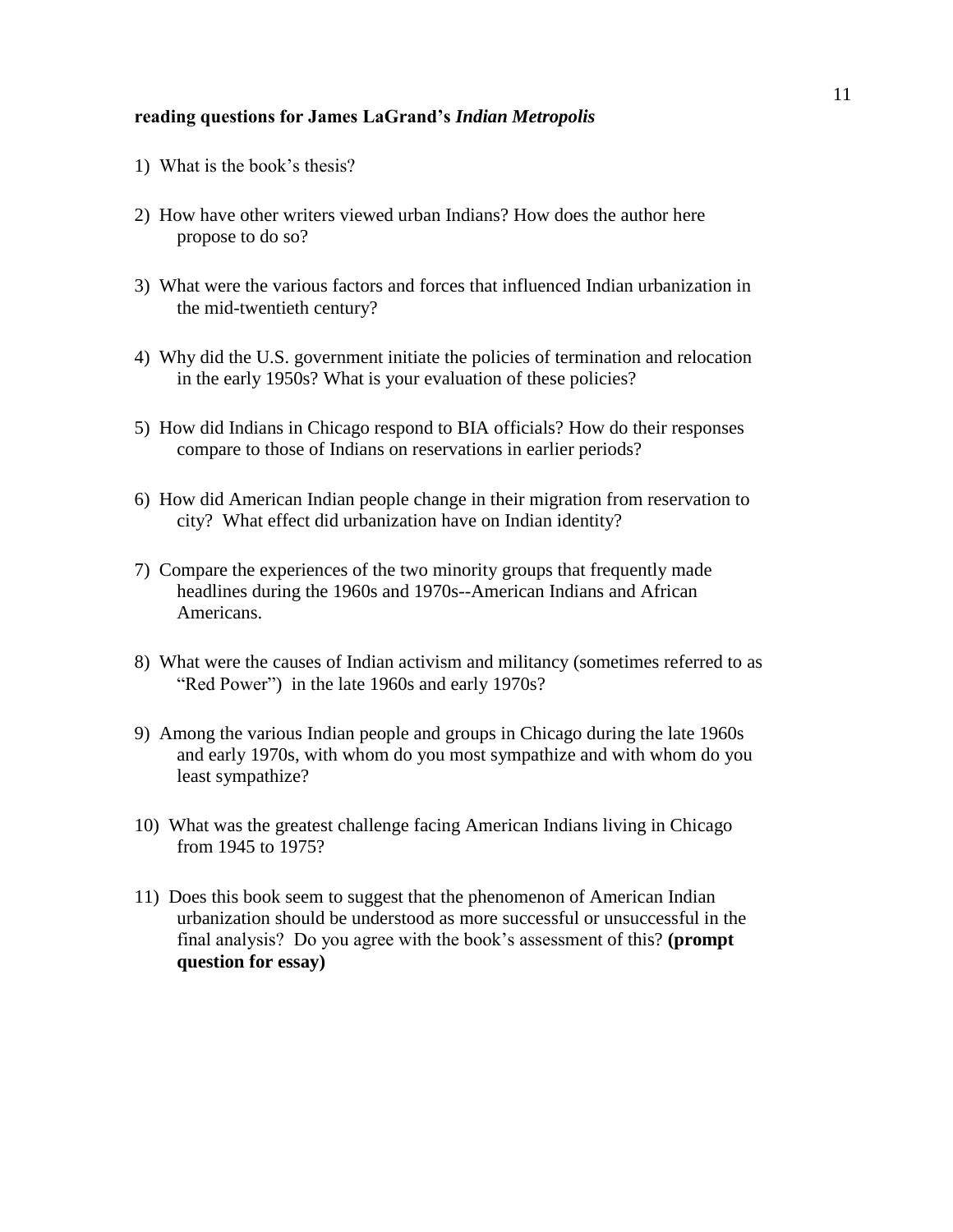**reading questions for James LaGrand's *Indian Metropolis***

1) What is the book's thesis?

2) How have other writers viewed urban Indians? How does the author here propose to do so?

3) What were the various factors and forces that influenced Indian urbanization in the mid-twentieth century?

4) Why did the U.S. government initiate the policies of termination and relocation in the early 1950s? What is your evaluation of these policies?

5) How did Indians in Chicago respond to BIA officials? How do their responses compare to those of Indians on reservations in earlier periods?

6) How did American Indian people change in their migration from reservation to city? What effect did urbanization have on Indian identity?

7) Compare the experiences of the two minority groups that frequently made headlines during the 1960s and 1970s--American Indians and African Americans.

8) What were the causes of Indian activism and militancy (sometimes referred to as "Red Power") in the late 1960s and early 1970s?

9) Among the various Indian people and groups in Chicago during the late 1960s and early 1970s, with whom do you most sympathize and with whom do you least sympathize?

10) What was the greatest challenge facing American Indians living in Chicago from 1945 to 1975?

11) Does this book seem to suggest that the phenomenon of American Indian urbanization should be understood as more successful or unsuccessful in the final analysis? Do you agree with the book's assessment of this? **(prompt question for essay)**